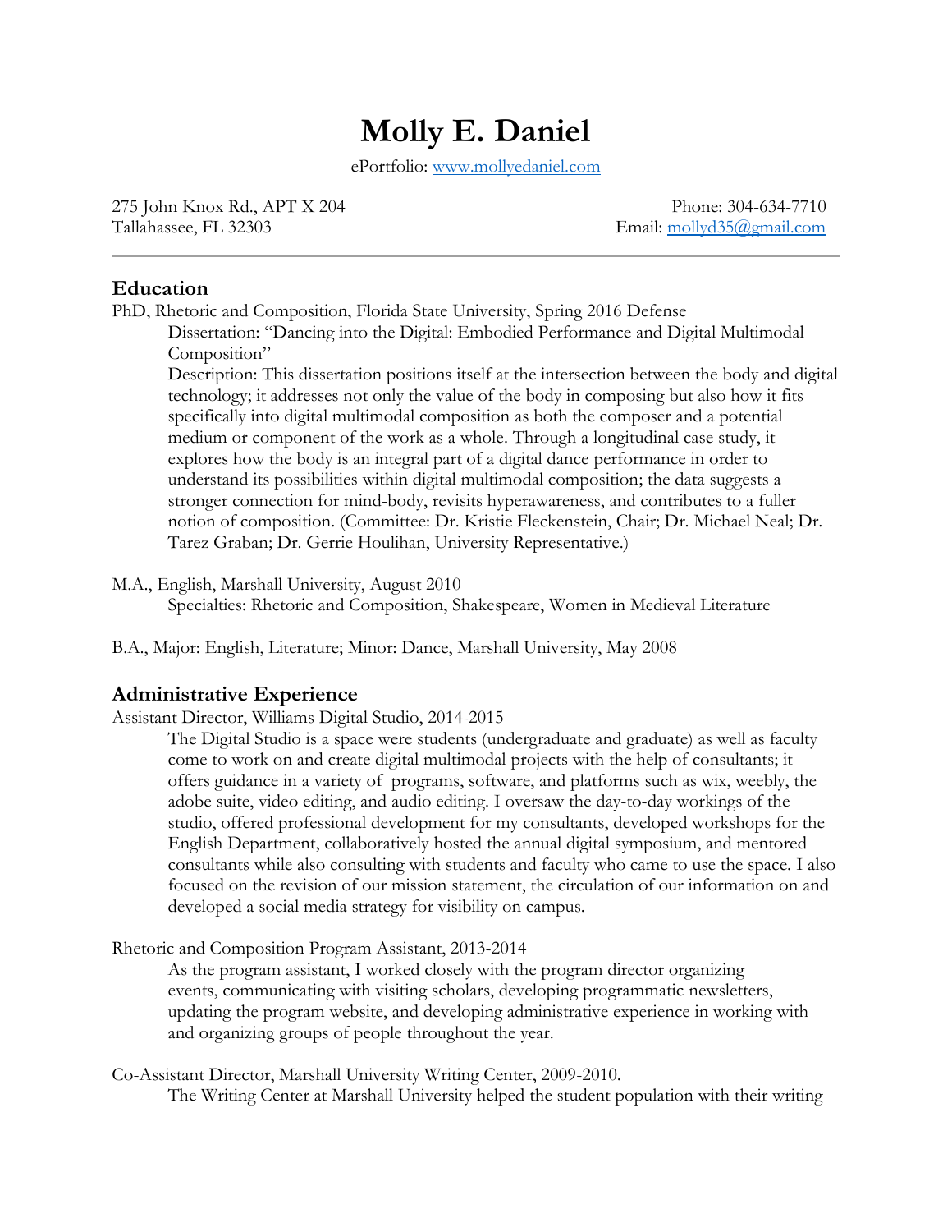# Molly E. Daniel

ePortfolio: [www.mollyedaniel.com](http://www.mollyedaniel.com)

275 John Knox Rd., APT X 204
Tallahassee, FL 32303

Phone: 304-634-7710
Email: [mollyd35@gmail.com](mailto:mollyd35@gmail.com)

---

## Education

PhD, Rhetoric and Composition, Florida State University, Spring 2016 Defense

Dissertation: "Dancing into the Digital: Embodied Performance and Digital Multimodal Composition"

Description: This dissertation positions itself at the intersection between the body and digital technology; it addresses not only the value of the body in composing but also how it fits specifically into digital multimodal composition as both the composer and a potential medium or component of the work as a whole. Through a longitudinal case study, it explores how the body is an integral part of a digital dance performance in order to understand its possibilities within digital multimodal composition; the data suggests a stronger connection for mind-body, revisits hyperawareness, and contributes to a fuller notion of composition. (Committee: Dr. Kristie Fleckenstein, Chair; Dr. Michael Neal; Dr. Tarez Graban; Dr. Gerrie Houlihan, University Representative.)

M.A., English, Marshall University, August 2010

Specialties: Rhetoric and Composition, Shakespeare, Women in Medieval Literature

B.A., Major: English, Literature; Minor: Dance, Marshall University, May 2008

## Administrative Experience

Assistant Director, Williams Digital Studio, 2014-2015

The Digital Studio is a space were students (undergraduate and graduate) as well as faculty come to work on and create digital multimodal projects with the help of consultants; it offers guidance in a variety of programs, software, and platforms such as wix, weebly, the adobe suite, video editing, and audio editing. I oversaw the day-to-day workings of the studio, offered professional development for my consultants, developed workshops for the English Department, collaboratively hosted the annual digital symposium, and mentored consultants while also consulting with students and faculty who came to use the space. I also focused on the revision of our mission statement, the circulation of our information on and developed a social media strategy for visibility on campus.

Rhetoric and Composition Program Assistant, 2013-2014

As the program assistant, I worked closely with the program director organizing events, communicating with visiting scholars, developing programmatic newsletters, updating the program website, and developing administrative experience in working with and organizing groups of people throughout the year.

Co-Assistant Director, Marshall University Writing Center, 2009-2010.

The Writing Center at Marshall University helped the student population with their writing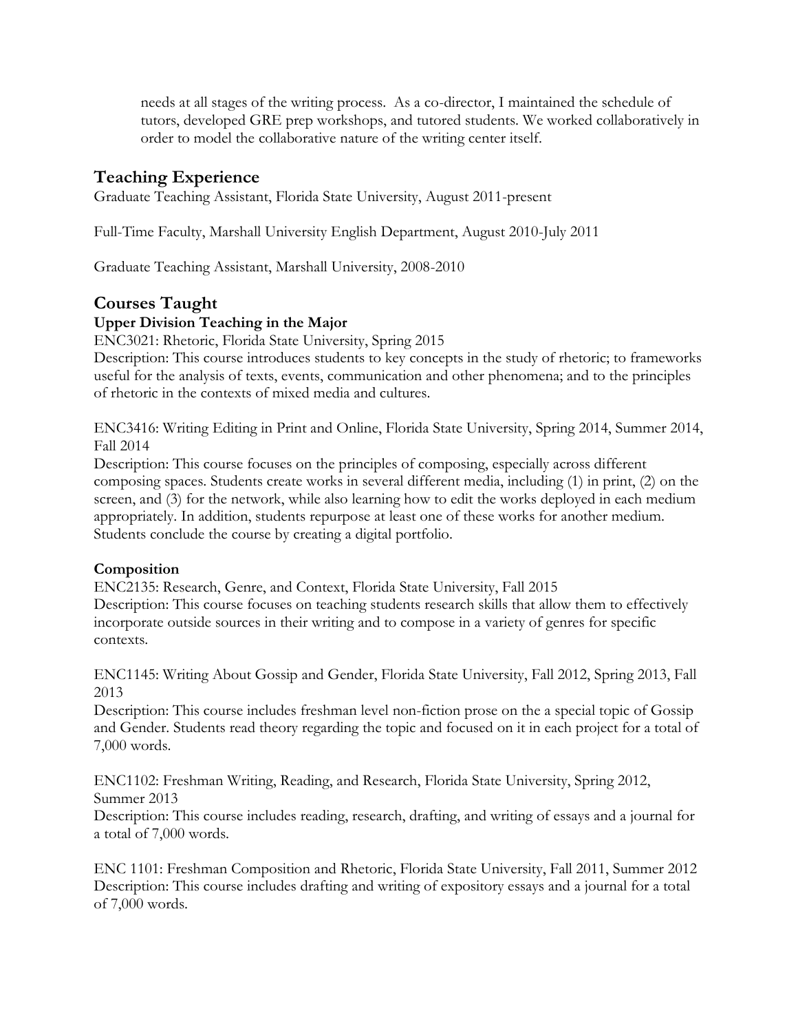needs at all stages of the writing process. As a co-director, I maintained the schedule of tutors, developed GRE prep workshops, and tutored students. We worked collaboratively in order to model the collaborative nature of the writing center itself.

## Teaching Experience

Graduate Teaching Assistant, Florida State University, August 2011-present

Full-Time Faculty, Marshall University English Department, August 2010-July 2011

Graduate Teaching Assistant, Marshall University, 2008-2010

## Courses Taught

### Upper Division Teaching in the Major

ENC3021: Rhetoric, Florida State University, Spring 2015
Description: This course introduces students to key concepts in the study of rhetoric; to frameworks useful for the analysis of texts, events, communication and other phenomena; and to the principles of rhetoric in the contexts of mixed media and cultures.

ENC3416: Writing Editing in Print and Online, Florida State University, Spring 2014, Summer 2014, Fall 2014
Description: This course focuses on the principles of composing, especially across different composing spaces. Students create works in several different media, including (1) in print, (2) on the screen, and (3) for the network, while also learning how to edit the works deployed in each medium appropriately. In addition, students repurpose at least one of these works for another medium. Students conclude the course by creating a digital portfolio.

### Composition

ENC2135: Research, Genre, and Context, Florida State University, Fall 2015
Description: This course focuses on teaching students research skills that allow them to effectively incorporate outside sources in their writing and to compose in a variety of genres for specific contexts.

ENC1145: Writing About Gossip and Gender, Florida State University, Fall 2012, Spring 2013, Fall 2013
Description: This course includes freshman level non-fiction prose on the a special topic of Gossip and Gender. Students read theory regarding the topic and focused on it in each project for a total of 7,000 words.

ENC1102: Freshman Writing, Reading, and Research, Florida State University, Spring 2012, Summer 2013
Description: This course includes reading, research, drafting, and writing of essays and a journal for a total of 7,000 words.

ENC 1101: Freshman Composition and Rhetoric, Florida State University, Fall 2011, Summer 2012
Description: This course includes drafting and writing of expository essays and a journal for a total of 7,000 words.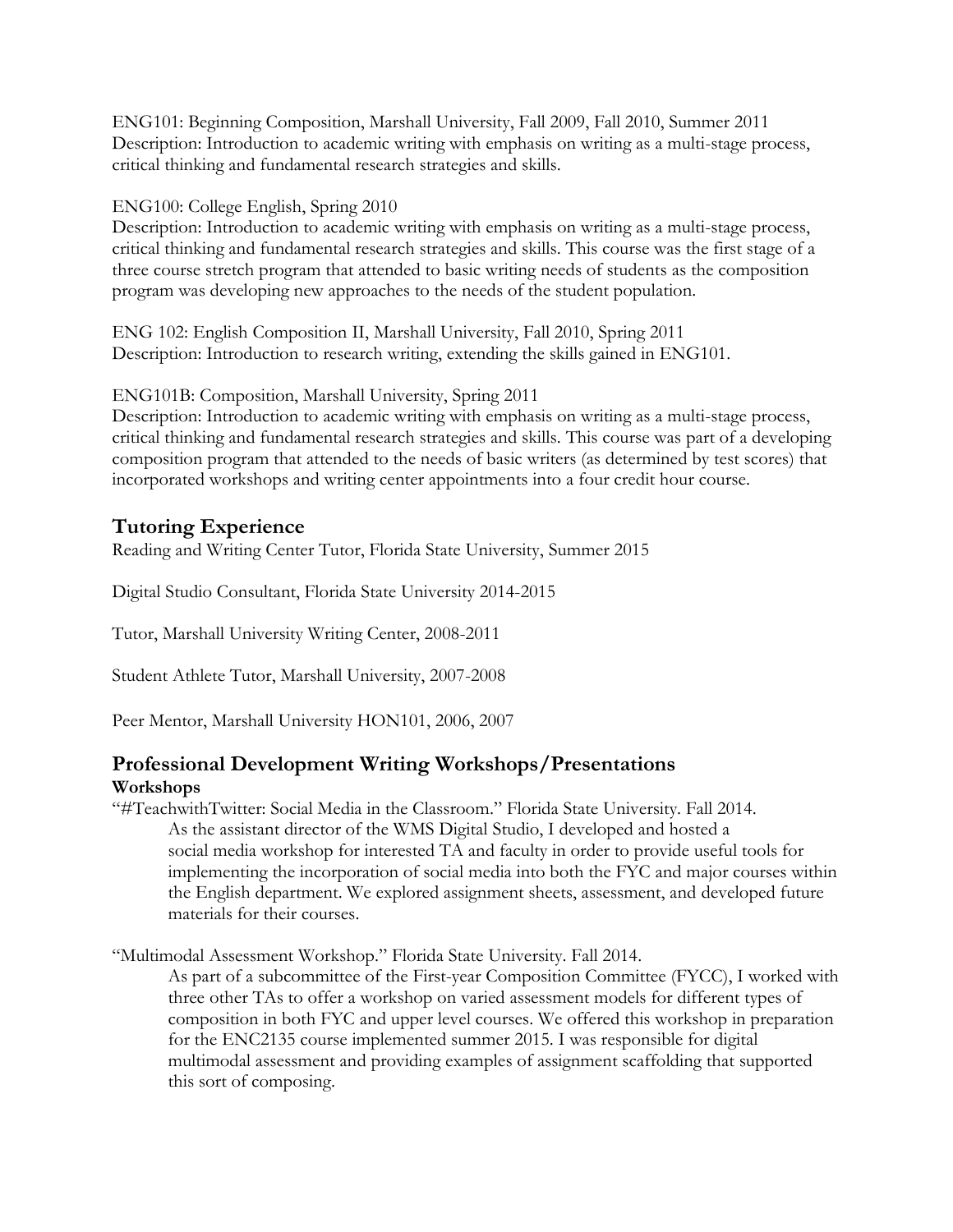ENG101: Beginning Composition, Marshall University, Fall 2009, Fall 2010, Summer 2011
Description: Introduction to academic writing with emphasis on writing as a multi-stage process, critical thinking and fundamental research strategies and skills.

ENG100: College English, Spring 2010
Description: Introduction to academic writing with emphasis on writing as a multi-stage process, critical thinking and fundamental research strategies and skills. This course was the first stage of a three course stretch program that attended to basic writing needs of students as the composition program was developing new approaches to the needs of the student population.

ENG 102: English Composition II, Marshall University, Fall 2010, Spring 2011
Description: Introduction to research writing, extending the skills gained in ENG101.

ENG101B: Composition, Marshall University, Spring 2011
Description: Introduction to academic writing with emphasis on writing as a multi-stage process, critical thinking and fundamental research strategies and skills. This course was part of a developing composition program that attended to the needs of basic writers (as determined by test scores) that incorporated workshops and writing center appointments into a four credit hour course.

## Tutoring Experience

Reading and Writing Center Tutor, Florida State University, Summer 2015

Digital Studio Consultant, Florida State University 2014-2015

Tutor, Marshall University Writing Center, 2008-2011

Student Athlete Tutor, Marshall University, 2007-2008

Peer Mentor, Marshall University HON101, 2006, 2007

## Professional Development Writing Workshops/Presentations

**Workshops**

"#TeachwithTwitter: Social Media in the Classroom." Florida State University. Fall 2014.

> As the assistant director of the WMS Digital Studio, I developed and hosted a social media workshop for interested TA and faculty in order to provide useful tools for implementing the incorporation of social media into both the FYC and major courses within the English department. We explored assignment sheets, assessment, and developed future materials for their courses.

"Multimodal Assessment Workshop." Florida State University. Fall 2014.

> As part of a subcommittee of the First-year Composition Committee (FYCC), I worked with three other TAs to offer a workshop on varied assessment models for different types of composition in both FYC and upper level courses. We offered this workshop in preparation for the ENC2135 course implemented summer 2015. I was responsible for digital multimodal assessment and providing examples of assignment scaffolding that supported this sort of composing.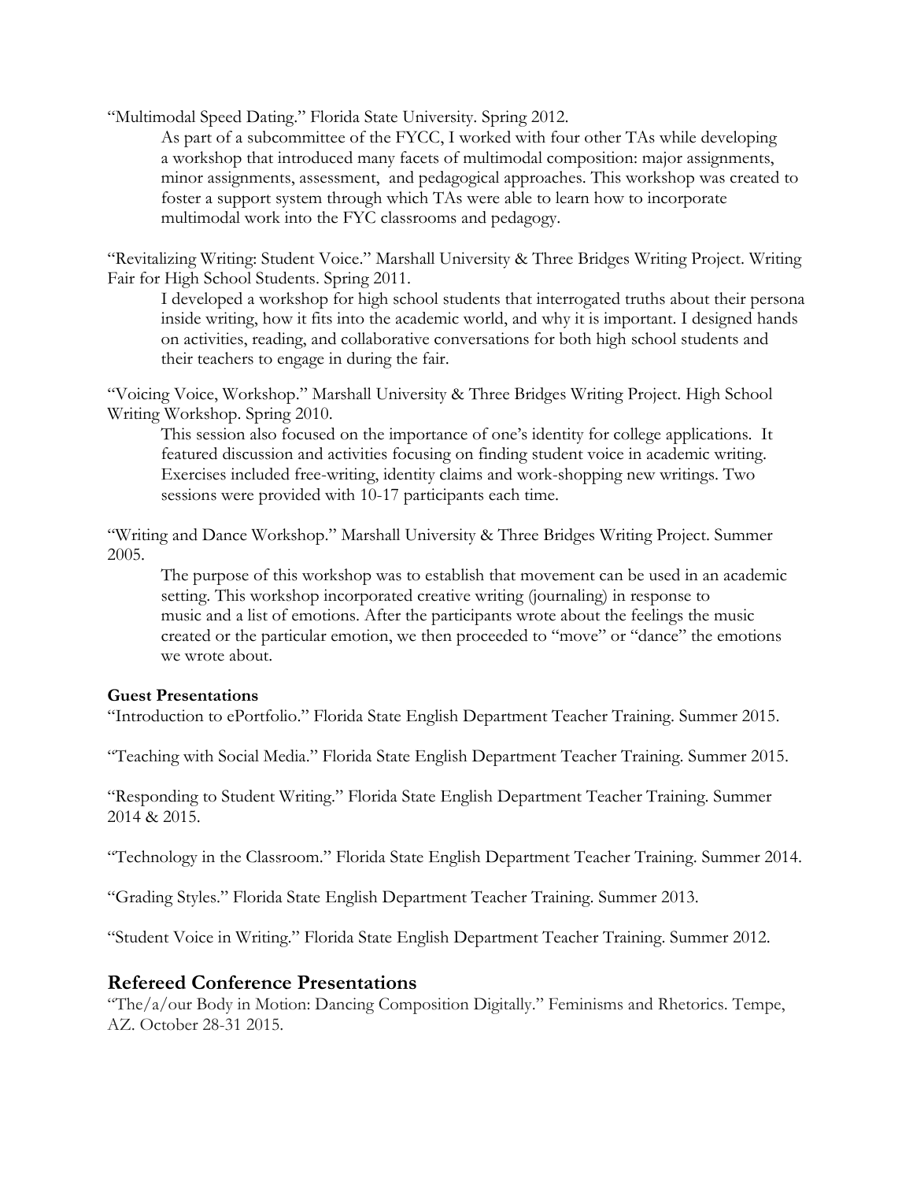"Multimodal Speed Dating." Florida State University. Spring 2012.

As part of a subcommittee of the FYCC, I worked with four other TAs while developing a workshop that introduced many facets of multimodal composition: major assignments, minor assignments, assessment, and pedagogical approaches. This workshop was created to foster a support system through which TAs were able to learn how to incorporate multimodal work into the FYC classrooms and pedagogy.

"Revitalizing Writing: Student Voice." Marshall University & Three Bridges Writing Project. Writing Fair for High School Students. Spring 2011.

I developed a workshop for high school students that interrogated truths about their persona inside writing, how it fits into the academic world, and why it is important. I designed hands on activities, reading, and collaborative conversations for both high school students and their teachers to engage in during the fair.

"Voicing Voice, Workshop." Marshall University & Three Bridges Writing Project. High School Writing Workshop. Spring 2010.

This session also focused on the importance of one's identity for college applications. It featured discussion and activities focusing on finding student voice in academic writing. Exercises included free-writing, identity claims and work-shopping new writings. Two sessions were provided with 10-17 participants each time.

"Writing and Dance Workshop." Marshall University & Three Bridges Writing Project. Summer 2005.

The purpose of this workshop was to establish that movement can be used in an academic setting. This workshop incorporated creative writing (journaling) in response to music and a list of emotions. After the participants wrote about the feelings the music created or the particular emotion, we then proceeded to "move" or "dance" the emotions we wrote about.

**Guest Presentations**

"Introduction to ePortfolio." Florida State English Department Teacher Training. Summer 2015.

"Teaching with Social Media." Florida State English Department Teacher Training. Summer 2015.

"Responding to Student Writing." Florida State English Department Teacher Training. Summer 2014 & 2015.

"Technology in the Classroom." Florida State English Department Teacher Training. Summer 2014.

"Grading Styles." Florida State English Department Teacher Training. Summer 2013.

"Student Voice in Writing." Florida State English Department Teacher Training. Summer 2012.

## Refereed Conference Presentations

"The/a/our Body in Motion: Dancing Composition Digitally." Feminisms and Rhetorics. Tempe, AZ. October 28-31 2015.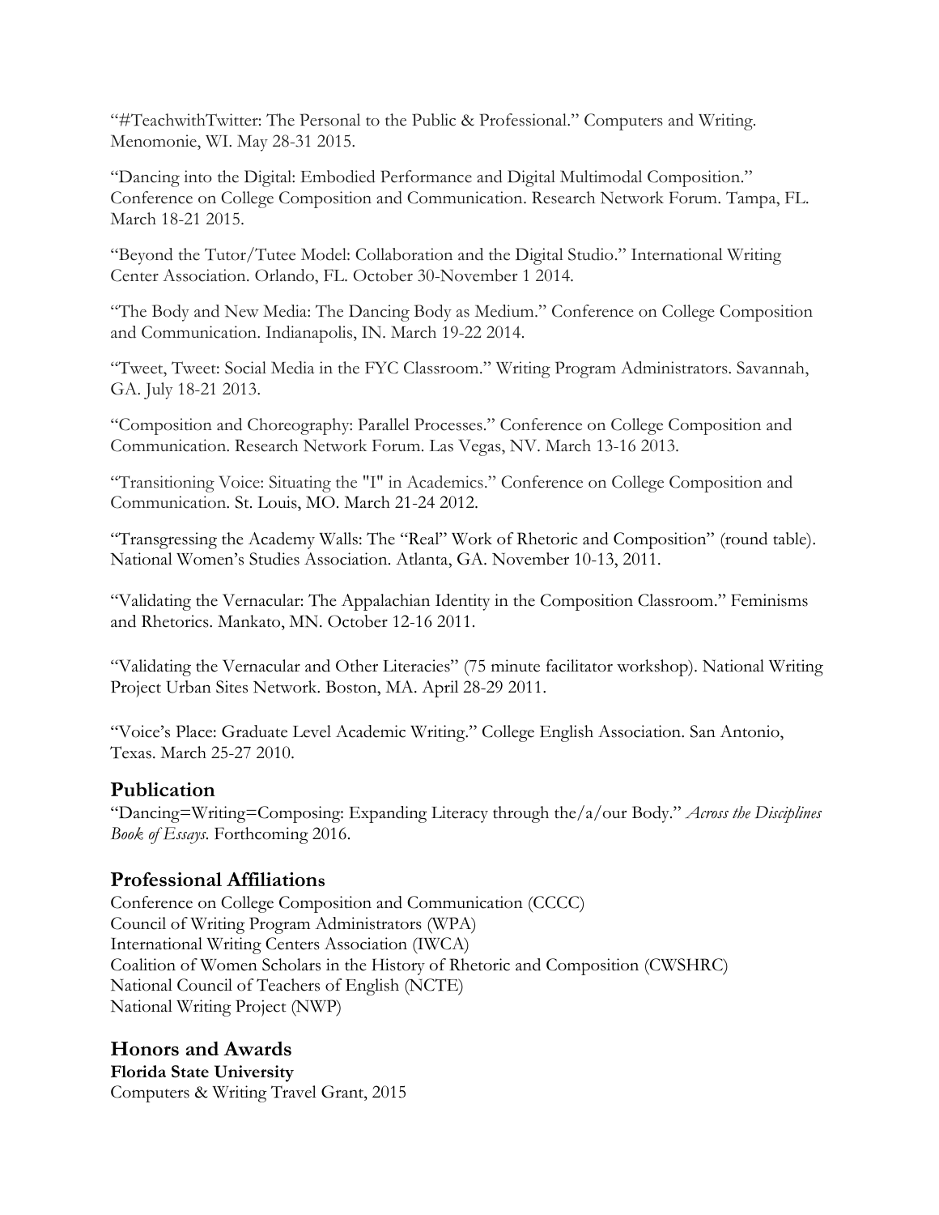"#TeachwithTwitter: The Personal to the Public & Professional." Computers and Writing. Menomonie, WI. May 28-31 2015.

"Dancing into the Digital: Embodied Performance and Digital Multimodal Composition." Conference on College Composition and Communication. Research Network Forum. Tampa, FL. March 18-21 2015.

"Beyond the Tutor/Tutee Model: Collaboration and the Digital Studio." International Writing Center Association. Orlando, FL. October 30-November 1 2014.

"The Body and New Media: The Dancing Body as Medium." Conference on College Composition and Communication. Indianapolis, IN. March 19-22 2014.

"Tweet, Tweet: Social Media in the FYC Classroom." Writing Program Administrators. Savannah, GA. July 18-21 2013.

"Composition and Choreography: Parallel Processes." Conference on College Composition and Communication. Research Network Forum. Las Vegas, NV. March 13-16 2013.

"Transitioning Voice: Situating the "I" in Academics." Conference on College Composition and Communication. St. Louis, MO. March 21-24 2012.

"Transgressing the Academy Walls: The "Real" Work of Rhetoric and Composition" (round table). National Women's Studies Association. Atlanta, GA. November 10-13, 2011.

"Validating the Vernacular: The Appalachian Identity in the Composition Classroom." Feminisms and Rhetorics. Mankato, MN. October 12-16 2011.

"Validating the Vernacular and Other Literacies" (75 minute facilitator workshop). National Writing Project Urban Sites Network. Boston, MA. April 28-29 2011.

"Voice's Place: Graduate Level Academic Writing." College English Association. San Antonio, Texas. March 25-27 2010.

## Publication

"Dancing=Writing=Composing: Expanding Literacy through the/a/our Body." *Across the Disciplines Book of Essays*. Forthcoming 2016.

## Professional Affiliations

Conference on College Composition and Communication (CCCC)
Council of Writing Program Administrators (WPA)
International Writing Centers Association (IWCA)
Coalition of Women Scholars in the History of Rhetoric and Composition (CWSHRC)
National Council of Teachers of English (NCTE)
National Writing Project (NWP)

## Honors and Awards

**Florida State University**
Computers & Writing Travel Grant, 2015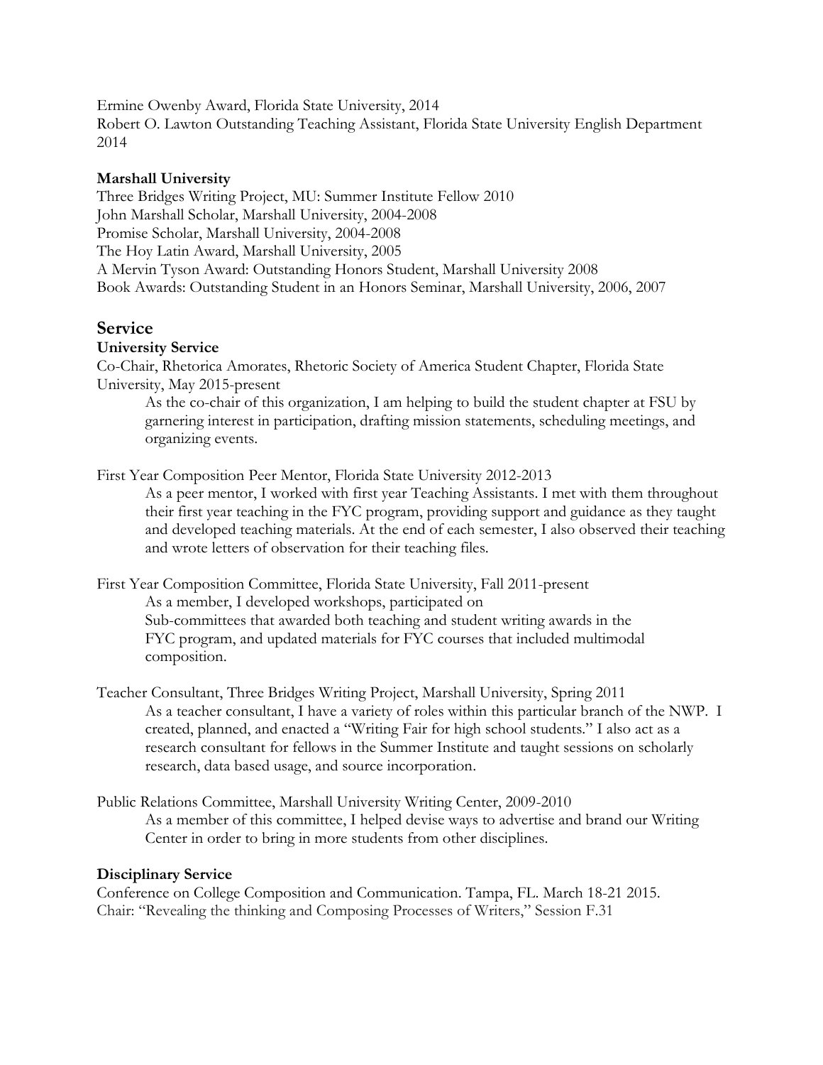Ermine Owenby Award, Florida State University, 2014
Robert O. Lawton Outstanding Teaching Assistant, Florida State University English Department 2014

**Marshall University**
Three Bridges Writing Project, MU: Summer Institute Fellow 2010
John Marshall Scholar, Marshall University, 2004-2008
Promise Scholar, Marshall University, 2004-2008
The Hoy Latin Award, Marshall University, 2005
A Mervin Tyson Award: Outstanding Honors Student, Marshall University 2008
Book Awards: Outstanding Student in an Honors Seminar, Marshall University, 2006, 2007

## Service

**University Service**

Co-Chair, Rhetorica Amorates, Rhetoric Society of America Student Chapter, Florida State University, May 2015-present

> As the co-chair of this organization, I am helping to build the student chapter at FSU by garnering interest in participation, drafting mission statements, scheduling meetings, and organizing events.

First Year Composition Peer Mentor, Florida State University 2012-2013

> As a peer mentor, I worked with first year Teaching Assistants. I met with them throughout their first year teaching in the FYC program, providing support and guidance as they taught and developed teaching materials. At the end of each semester, I also observed their teaching and wrote letters of observation for their teaching files.

First Year Composition Committee, Florida State University, Fall 2011-present

> As a member, I developed workshops, participated on Sub-committees that awarded both teaching and student writing awards in the FYC program, and updated materials for FYC courses that included multimodal composition.

Teacher Consultant, Three Bridges Writing Project, Marshall University, Spring 2011

> As a teacher consultant, I have a variety of roles within this particular branch of the NWP. I created, planned, and enacted a "Writing Fair for high school students." I also act as a research consultant for fellows in the Summer Institute and taught sessions on scholarly research, data based usage, and source incorporation.

Public Relations Committee, Marshall University Writing Center, 2009-2010

> As a member of this committee, I helped devise ways to advertise and brand our Writing Center in order to bring in more students from other disciplines.

**Disciplinary Service**

Conference on College Composition and Communication. Tampa, FL. March 18-21 2015.
Chair: "Revealing the thinking and Composing Processes of Writers," Session F.31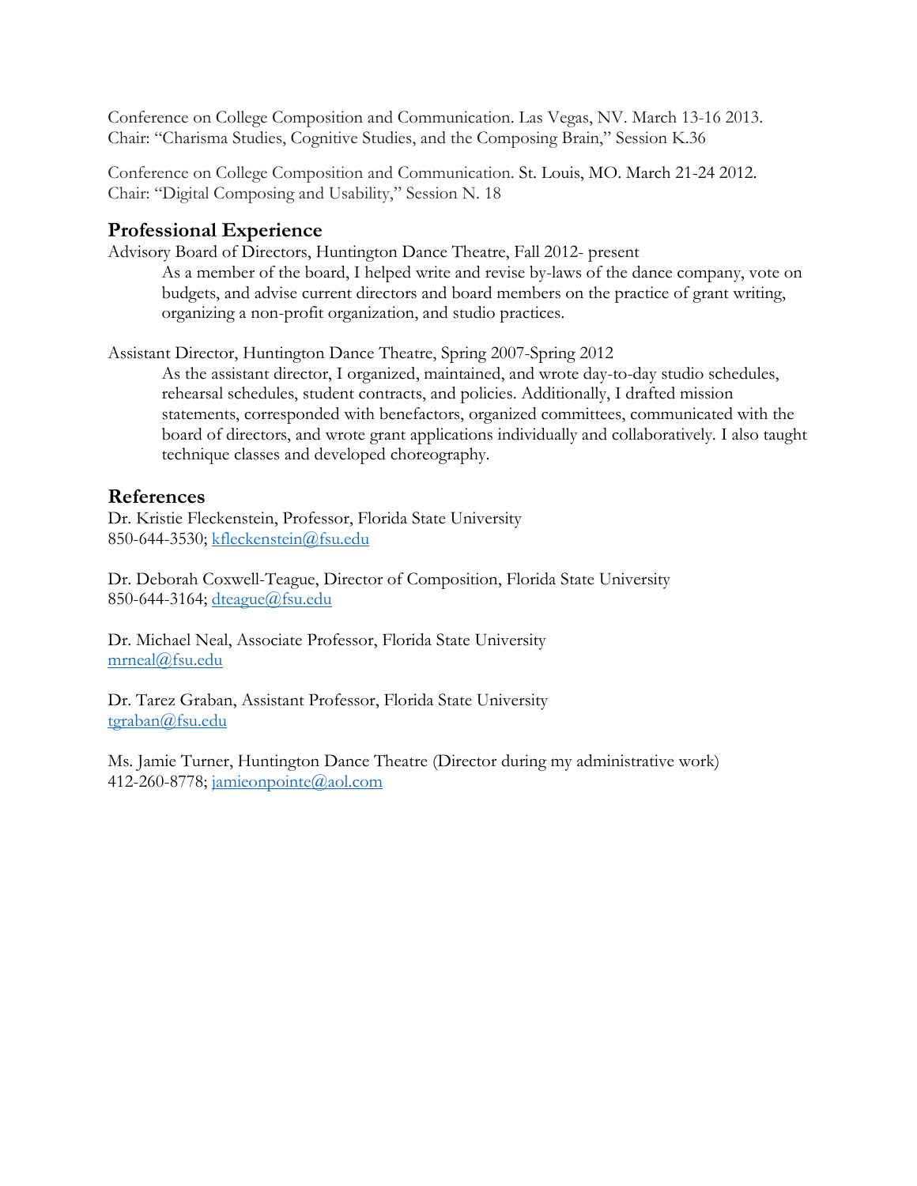Conference on College Composition and Communication. Las Vegas, NV. March 13-16 2013.
Chair: "Charisma Studies, Cognitive Studies, and the Composing Brain," Session K.36

Conference on College Composition and Communication. St. Louis, MO. March 21-24 2012.
Chair: "Digital Composing and Usability," Session N. 18

## Professional Experience

Advisory Board of Directors, Huntington Dance Theatre, Fall 2012- present

> As a member of the board, I helped write and revise by-laws of the dance company, vote on budgets, and advise current directors and board members on the practice of grant writing, organizing a non-profit organization, and studio practices.

Assistant Director, Huntington Dance Theatre, Spring 2007-Spring 2012

> As the assistant director, I organized, maintained, and wrote day-to-day studio schedules, rehearsal schedules, student contracts, and policies. Additionally, I drafted mission statements, corresponded with benefactors, organized committees, communicated with the board of directors, and wrote grant applications individually and collaboratively. I also taught technique classes and developed choreography.

## References

Dr. Kristie Fleckenstein, Professor, Florida State University
850-644-3530; kfleckenstein@fsu.edu

Dr. Deborah Coxwell-Teague, Director of Composition, Florida State University
850-644-3164; dteague@fsu.edu

Dr. Michael Neal, Associate Professor, Florida State University
mrneal@fsu.edu

Dr. Tarez Graban, Assistant Professor, Florida State University
tgraban@fsu.edu

Ms. Jamie Turner, Huntington Dance Theatre (Director during my administrative work)
412-260-8778; jamieonpointe@aol.com